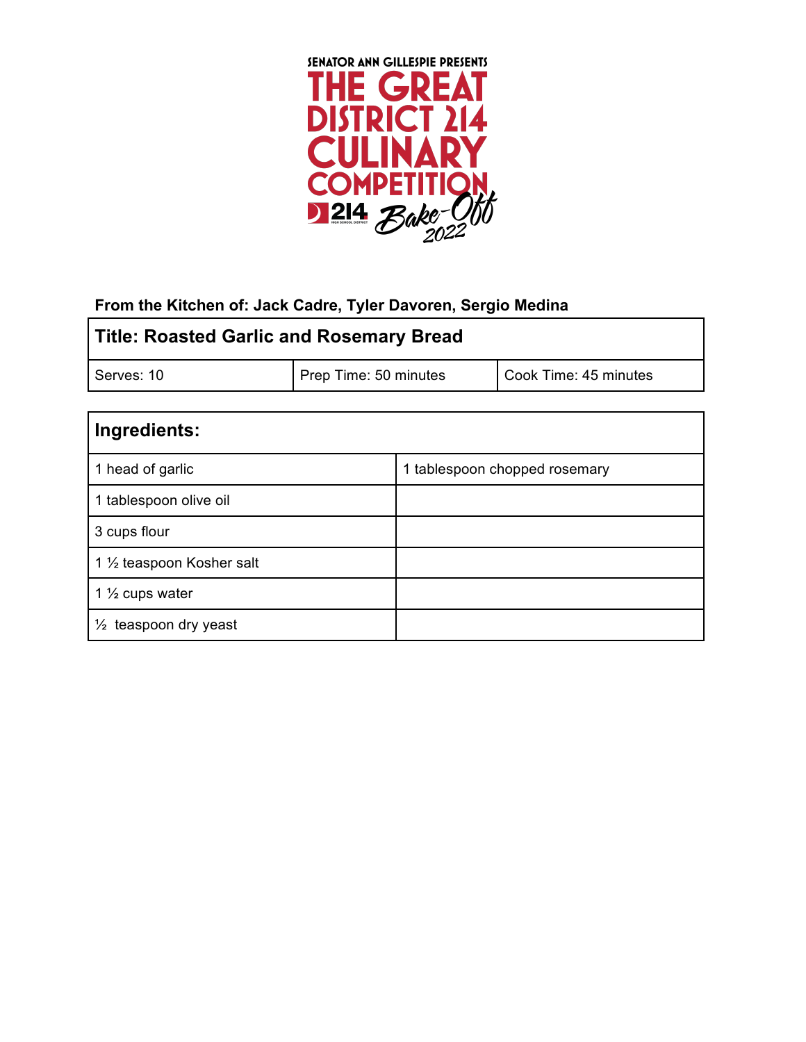SENATOR ANN GILLESPIE PRESENTS

# THE GREAT DISTRICT 214 CULINARY COMPETITION

214 HIGH SCHOOL DISTRICT Bake-Off 2022

**From the Kitchen of: Jack Cadre, Tyler Davoren, Sergio Medina**

| **Title: Roasted Garlic and Rosemary Bread** | | |
|---|---|---|
| Serves: 10 | Prep Time: 50 minutes | Cook Time: 45 minutes |

| **Ingredients:** | |
|---|---|
| 1 head of garlic | 1 tablespoon chopped rosemary |
| 1 tablespoon olive oil | |
| 3 cups flour | |
| 1 ½ teaspoon Kosher salt | |
| 1 ½ cups water | |
| ½ teaspoon dry yeast | |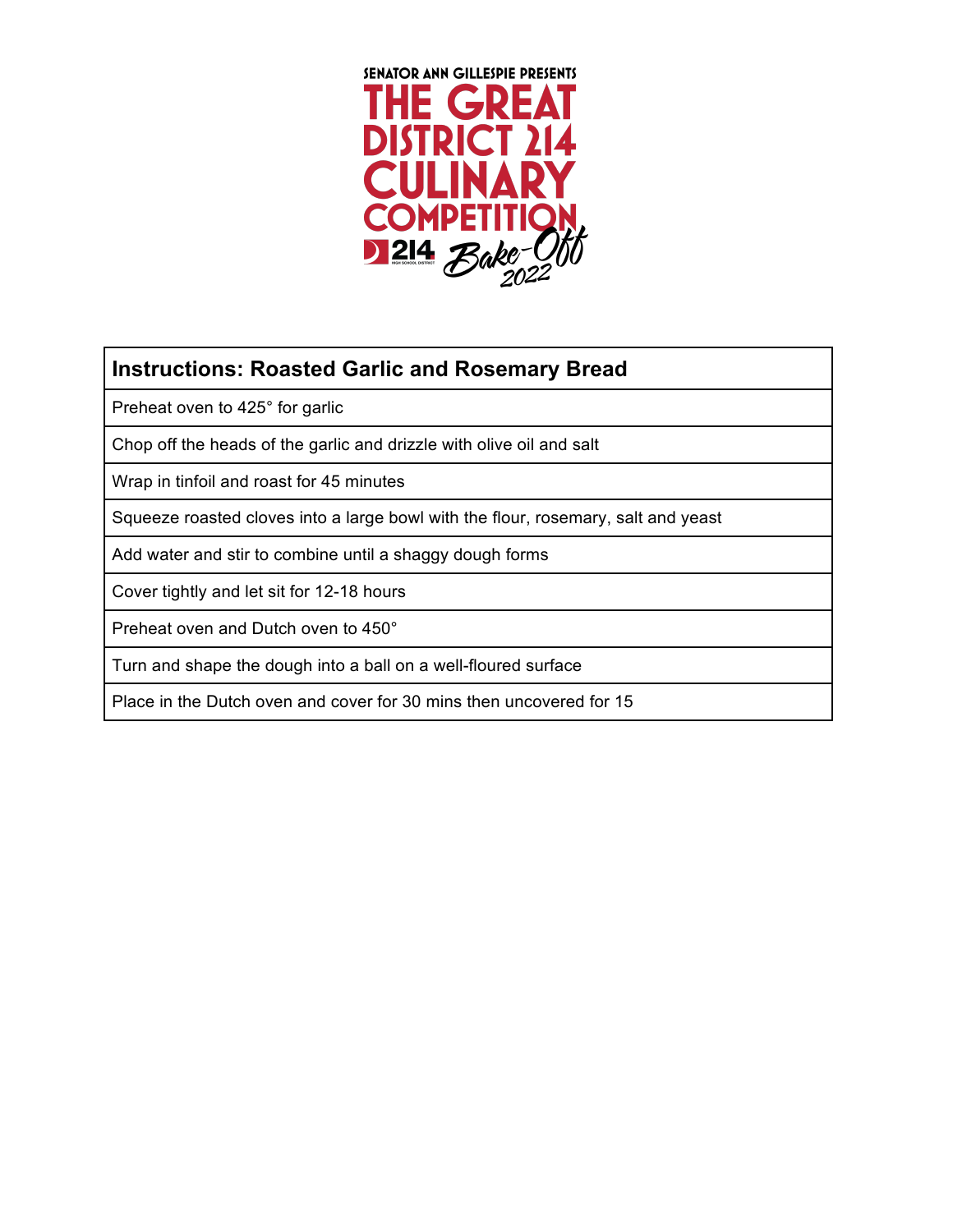SENATOR ANN GILLESPIE PRESENTS

THE GREAT DISTRICT 214 CULINARY COMPETITION

214 Bake-Off 2022

| Instructions: Roasted Garlic and Rosemary Bread |
| --- |
| Preheat oven to 425° for garlic |
| Chop off the heads of the garlic and drizzle with olive oil and salt |
| Wrap in tinfoil and roast for 45 minutes |
| Squeeze roasted cloves into a large bowl with the flour, rosemary, salt and yeast |
| Add water and stir to combine until a shaggy dough forms |
| Cover tightly and let sit for 12-18 hours |
| Preheat oven and Dutch oven to 450° |
| Turn and shape the dough into a ball on a well-floured surface |
| Place in the Dutch oven and cover for 30 mins then uncovered for 15 |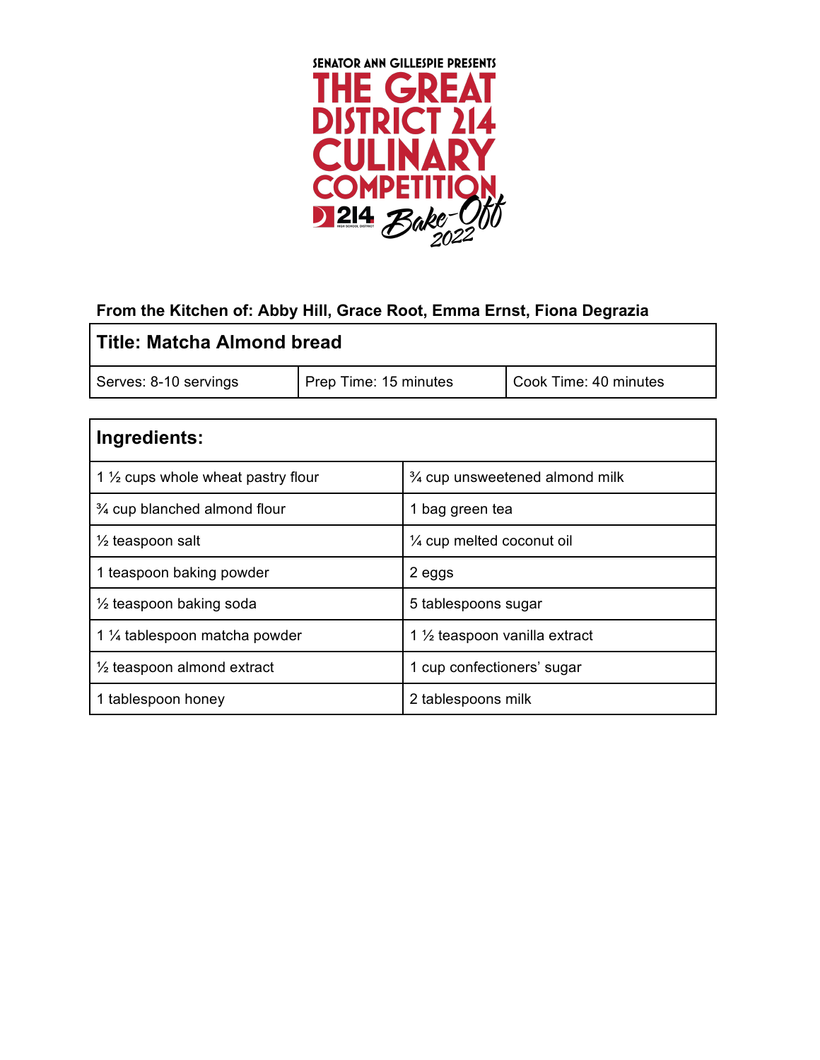SENATOR ANN GILLESPIE PRESENTS

# THE GREAT DISTRICT 214 CULINARY COMPETITION

214 Bake-Off 2022

**From the Kitchen of: Abby Hill, Grace Root, Emma Ernst, Fiona Degrazia**

| **Title: Matcha Almond bread** | | |
|---|---|---|
| Serves: 8-10 servings | Prep Time: 15 minutes | Cook Time: 40 minutes |

| **Ingredients:** | |
|---|---|
| 1 ½ cups whole wheat pastry flour | ¾ cup unsweetened almond milk |
| ¾ cup blanched almond flour | 1 bag green tea |
| ½ teaspoon salt | ¼ cup melted coconut oil |
| 1 teaspoon baking powder | 2 eggs |
| ½ teaspoon baking soda | 5 tablespoons sugar |
| 1 ¼ tablespoon matcha powder | 1 ½ teaspoon vanilla extract |
| ½ teaspoon almond extract | 1 cup confectioners' sugar |
| 1 tablespoon honey | 2 tablespoons milk |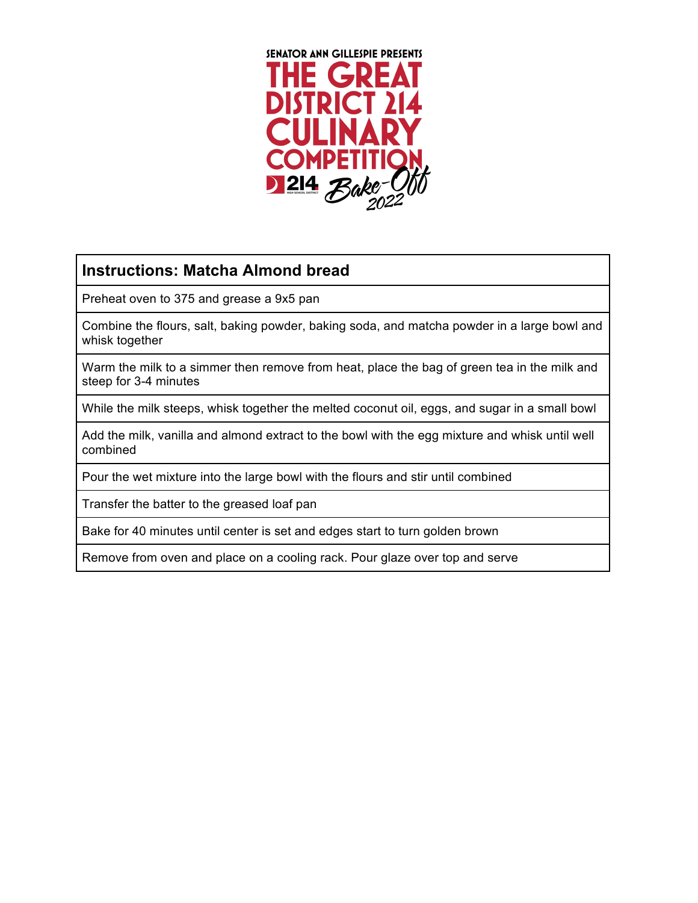SENATOR ANN GILLESPIE PRESENTS

# THE GREAT DISTRICT 214 CULINARY COMPETITION

214 HIGH SCHOOL DISTRICT Bake-Off 2022

| Instructions: Matcha Almond bread |
| --- |
| Preheat oven to 375 and grease a 9x5 pan |
| Combine the flours, salt, baking powder, baking soda, and matcha powder in a large bowl and whisk together |
| Warm the milk to a simmer then remove from heat, place the bag of green tea in the milk and steep for 3-4 minutes |
| While the milk steeps, whisk together the melted coconut oil, eggs, and sugar in a small bowl |
| Add the milk, vanilla and almond extract to the bowl with the egg mixture and whisk until well combined |
| Pour the wet mixture into the large bowl with the flours and stir until combined |
| Transfer the batter to the greased loaf pan |
| Bake for 40 minutes until center is set and edges start to turn golden brown |
| Remove from oven and place on a cooling rack. Pour glaze over top and serve |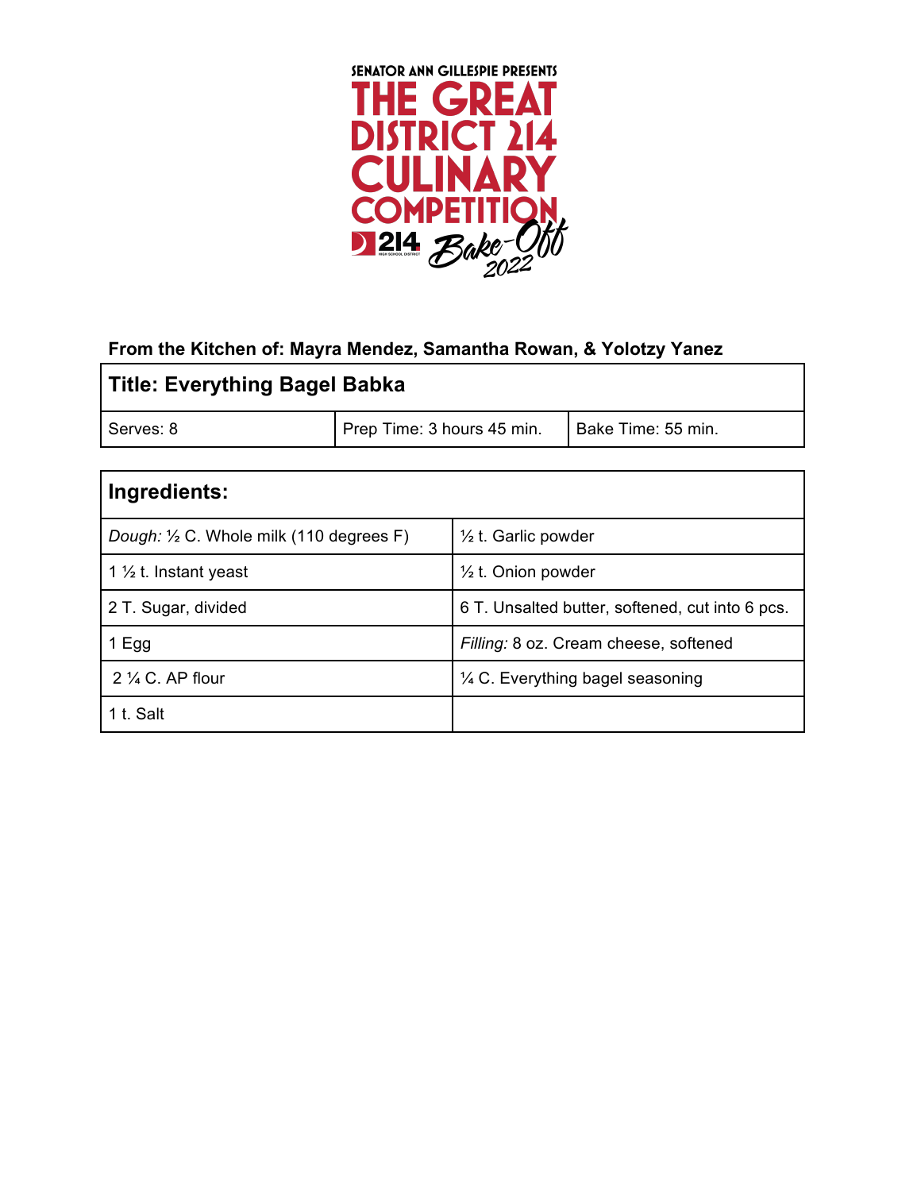SENATOR ANN GILLESPIE PRESENTS

# THE GREAT DISTRICT 214 CULINARY COMPETITION

214 Bake-Off 2022

**From the Kitchen of: Mayra Mendez, Samantha Rowan, & Yolotzy Yanez**

| **Title: Everything Bagel Babka** | | |
|---|---|---|
| Serves: 8 | Prep Time: 3 hours 45 min. | Bake Time: 55 min. |

| **Ingredients:** | |
|---|---|
| *Dough:* ½ C. Whole milk (110 degrees F) | ½ t. Garlic powder |
| 1 ½ t. Instant yeast | ½ t. Onion powder |
| 2 T. Sugar, divided | 6 T. Unsalted butter, softened, cut into 6 pcs. |
| 1 Egg | *Filling:* 8 oz. Cream cheese, softened |
| 2 ¼ C. AP flour | ¼ C. Everything bagel seasoning |
| 1 t. Salt | |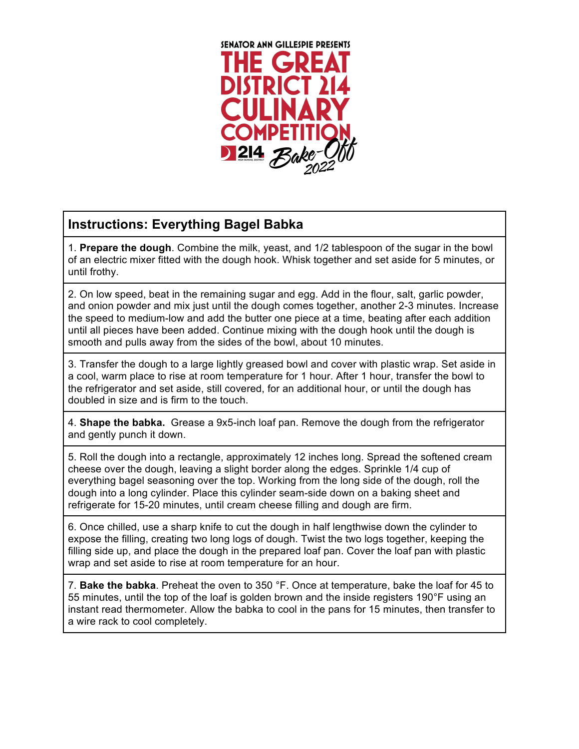SENATOR ANN GILLESPIE PRESENTS

# THE GREAT DISTRICT 214 CULINARY COMPETITION

214 Bake-Off 2022

## Instructions: Everything Bagel Babka

1. **Prepare the dough**. Combine the milk, yeast, and 1/2 tablespoon of the sugar in the bowl of an electric mixer fitted with the dough hook. Whisk together and set aside for 5 minutes, or until frothy.

2. On low speed, beat in the remaining sugar and egg. Add in the flour, salt, garlic powder, and onion powder and mix just until the dough comes together, another 2-3 minutes. Increase the speed to medium-low and add the butter one piece at a time, beating after each addition until all pieces have been added. Continue mixing with the dough hook until the dough is smooth and pulls away from the sides of the bowl, about 10 minutes.

3. Transfer the dough to a large lightly greased bowl and cover with plastic wrap. Set aside in a cool, warm place to rise at room temperature for 1 hour. After 1 hour, transfer the bowl to the refrigerator and set aside, still covered, for an additional hour, or until the dough has doubled in size and is firm to the touch.

4. **Shape the babka.** Grease a 9x5-inch loaf pan. Remove the dough from the refrigerator and gently punch it down.

5. Roll the dough into a rectangle, approximately 12 inches long. Spread the softened cream cheese over the dough, leaving a slight border along the edges. Sprinkle 1/4 cup of everything bagel seasoning over the top. Working from the long side of the dough, roll the dough into a long cylinder. Place this cylinder seam-side down on a baking sheet and refrigerate for 15-20 minutes, until cream cheese filling and dough are firm.

6. Once chilled, use a sharp knife to cut the dough in half lengthwise down the cylinder to expose the filling, creating two long logs of dough. Twist the two logs together, keeping the filling side up, and place the dough in the prepared loaf pan. Cover the loaf pan with plastic wrap and set aside to rise at room temperature for an hour.

7. **Bake the babka**. Preheat the oven to 350 °F. Once at temperature, bake the loaf for 45 to 55 minutes, until the top of the loaf is golden brown and the inside registers 190°F using an instant read thermometer. Allow the babka to cool in the pans for 15 minutes, then transfer to a wire rack to cool completely.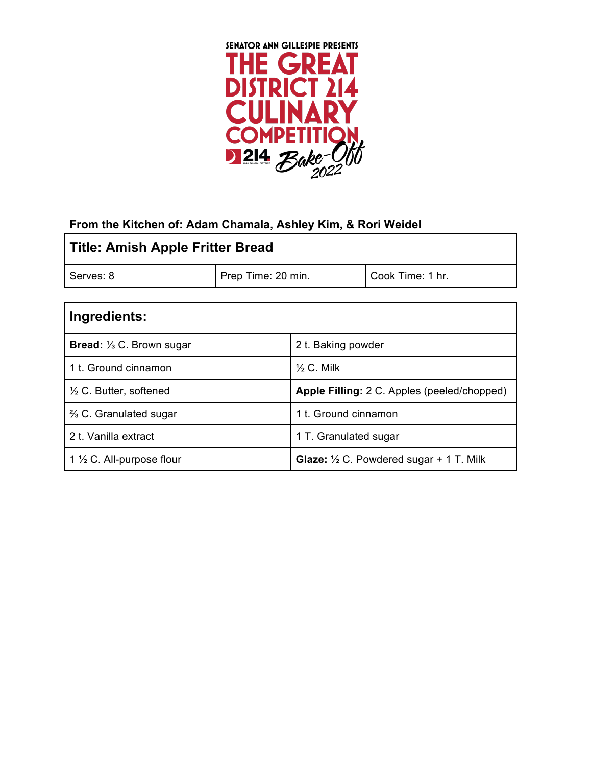SENATOR ANN GILLESPIE PRESENTS

# THE GREAT DISTRICT 214 CULINARY COMPETITION

214 Bake-Off 2022

**From the Kitchen of: Adam Chamala, Ashley Kim, & Rori Weidel**

| **Title: Amish Apple Fritter Bread** | | |
|---|---|---|
| Serves: 8 | Prep Time: 20 min. | Cook Time: 1 hr. |

| **Ingredients:** | |
|---|---|
| **Bread:** ⅓ C. Brown sugar | 2 t. Baking powder |
| 1 t. Ground cinnamon | ½ C. Milk |
| ½ C. Butter, softened | **Apple Filling:** 2 C. Apples (peeled/chopped) |
| ⅔ C. Granulated sugar | 1 t. Ground cinnamon |
| 2 t. Vanilla extract | 1 T. Granulated sugar |
| 1 ½ C. All-purpose flour | **Glaze:** ½ C. Powdered sugar + 1 T. Milk |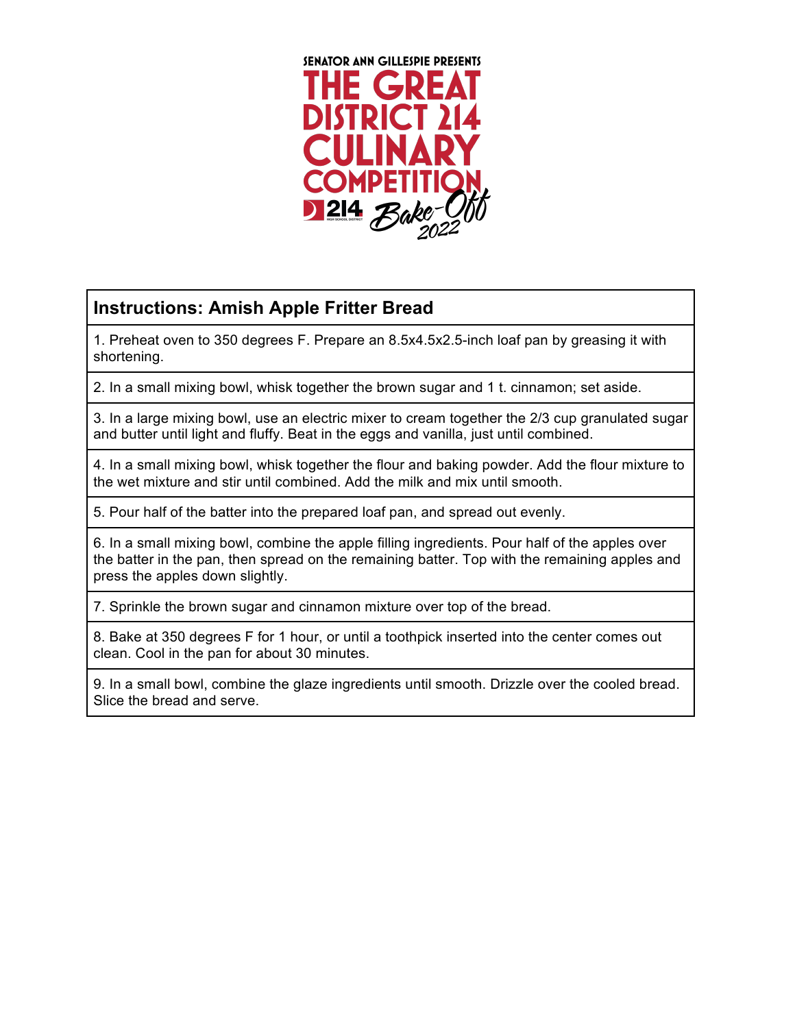SENATOR ANN GILLESPIE PRESENTS

# THE GREAT DISTRICT 214 CULINARY COMPETITION

214 Bake-Off 2022

| Instructions: Amish Apple Fritter Bread |
| --- |
| 1. Preheat oven to 350 degrees F. Prepare an 8.5x4.5x2.5-inch loaf pan by greasing it with shortening. |
| 2. In a small mixing bowl, whisk together the brown sugar and 1 t. cinnamon; set aside. |
| 3. In a large mixing bowl, use an electric mixer to cream together the 2/3 cup granulated sugar and butter until light and fluffy. Beat in the eggs and vanilla, just until combined. |
| 4. In a small mixing bowl, whisk together the flour and baking powder. Add the flour mixture to the wet mixture and stir until combined. Add the milk and mix until smooth. |
| 5. Pour half of the batter into the prepared loaf pan, and spread out evenly. |
| 6. In a small mixing bowl, combine the apple filling ingredients. Pour half of the apples over the batter in the pan, then spread on the remaining batter. Top with the remaining apples and press the apples down slightly. |
| 7. Sprinkle the brown sugar and cinnamon mixture over top of the bread. |
| 8. Bake at 350 degrees F for 1 hour, or until a toothpick inserted into the center comes out clean. Cool in the pan for about 30 minutes. |
| 9. In a small bowl, combine the glaze ingredients until smooth. Drizzle over the cooled bread. Slice the bread and serve. |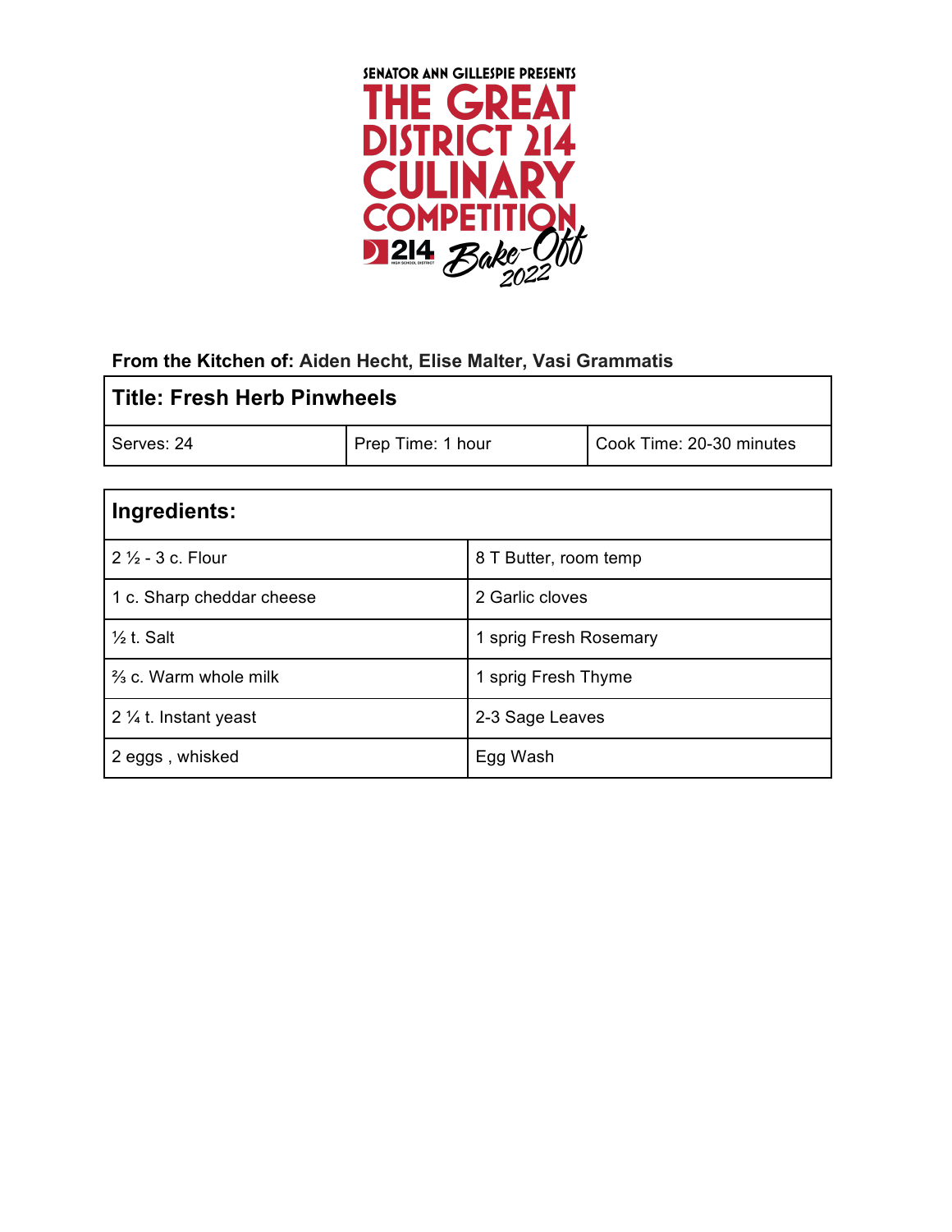SENATOR ANN GILLESPIE PRESENTS

# THE GREAT DISTRICT 214 CULINARY COMPETITION

214 Bake-Off 2022

**From the Kitchen of:** **Aiden Hecht, Elise Malter, Vasi Grammatis**

| **Title: Fresh Herb Pinwheels** | | |
|---|---|---|
| Serves: 24 | Prep Time: 1 hour | Cook Time: 20-30 minutes |

| **Ingredients:** | |
|---|---|
| 2 ½ - 3 c. Flour | 8 T Butter, room temp |
| 1 c. Sharp cheddar cheese | 2 Garlic cloves |
| ½ t. Salt | 1 sprig Fresh Rosemary |
| ⅔ c. Warm whole milk | 1 sprig Fresh Thyme |
| 2 ¼ t. Instant yeast | 2-3 Sage Leaves |
| 2 eggs , whisked | Egg Wash |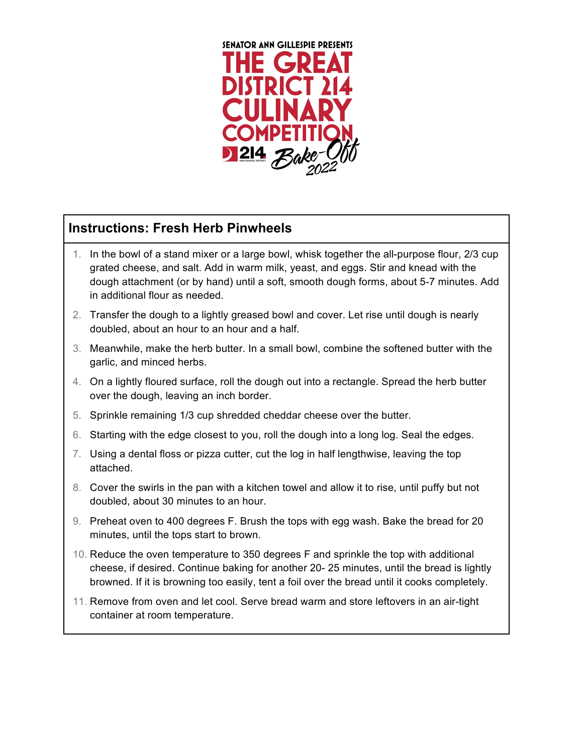SENATOR ANN GILLESPIE PRESENTS

# THE GREAT DISTRICT 214 CULINARY COMPETITION

214 Bake-Off 2022

## Instructions: Fresh Herb Pinwheels

1. In the bowl of a stand mixer or a large bowl, whisk together the all-purpose flour, 2/3 cup grated cheese, and salt. Add in warm milk, yeast, and eggs. Stir and knead with the dough attachment (or by hand) until a soft, smooth dough forms, about 5-7 minutes. Add in additional flour as needed.
2. Transfer the dough to a lightly greased bowl and cover. Let rise until dough is nearly doubled, about an hour to an hour and a half.
3. Meanwhile, make the herb butter. In a small bowl, combine the softened butter with the garlic, and minced herbs.
4. On a lightly floured surface, roll the dough out into a rectangle. Spread the herb butter over the dough, leaving an inch border.
5. Sprinkle remaining 1/3 cup shredded cheddar cheese over the butter.
6. Starting with the edge closest to you, roll the dough into a long log. Seal the edges.
7. Using a dental floss or pizza cutter, cut the log in half lengthwise, leaving the top attached.
8. Cover the swirls in the pan with a kitchen towel and allow it to rise, until puffy but not doubled, about 30 minutes to an hour.
9. Preheat oven to 400 degrees F. Brush the tops with egg wash. Bake the bread for 20 minutes, until the tops start to brown.
10. Reduce the oven temperature to 350 degrees F and sprinkle the top with additional cheese, if desired. Continue baking for another 20- 25 minutes, until the bread is lightly browned. If it is browning too easily, tent a foil over the bread until it cooks completely.
11. Remove from oven and let cool. Serve bread warm and store leftovers in an air-tight container at room temperature.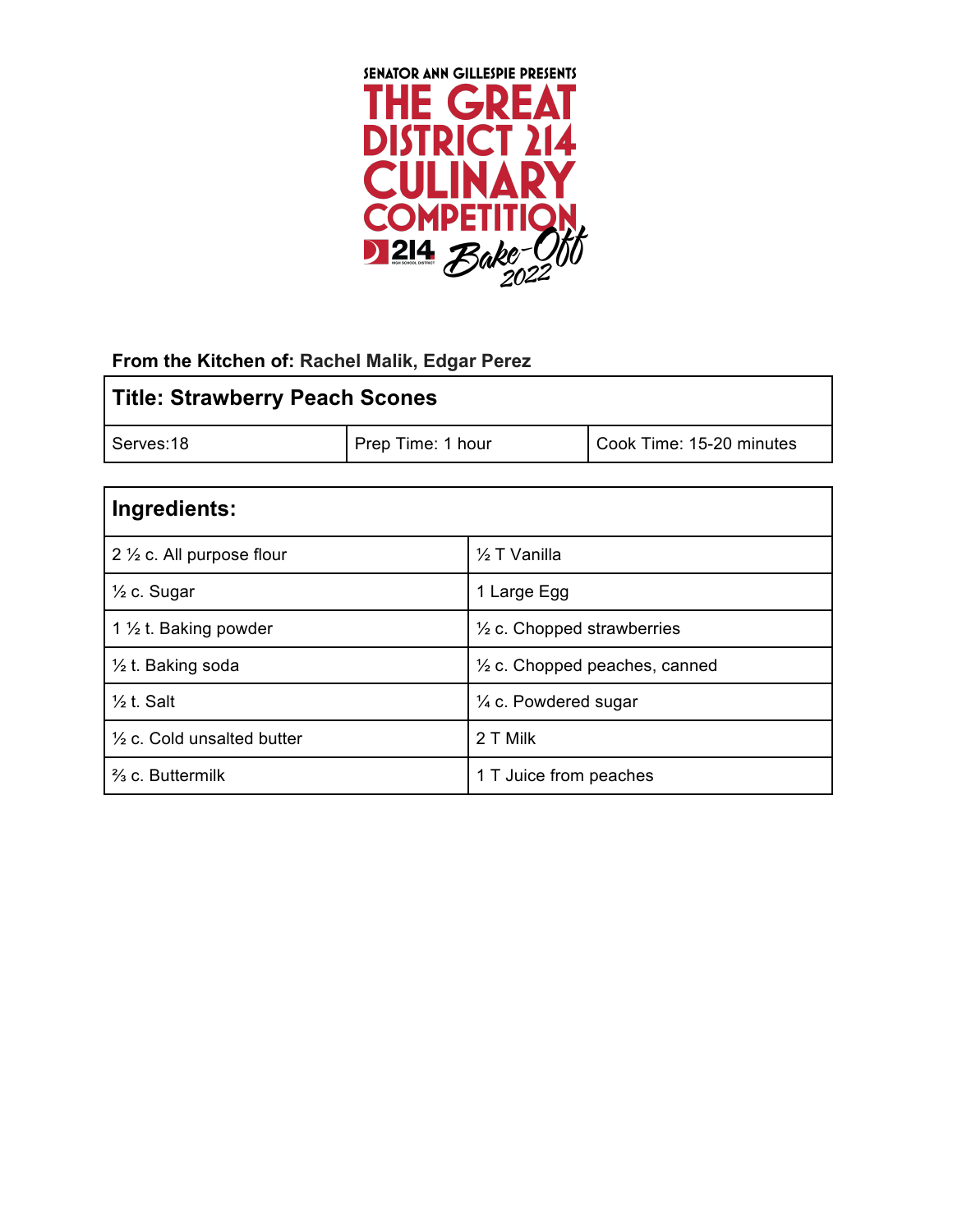SENATOR ANN GILLESPIE PRESENTS

# THE GREAT DISTRICT 214 CULINARY COMPETITION

214 Bake-Off 2022

**From the Kitchen of:** Rachel Malik, Edgar Perez

| **Title: Strawberry Peach Scones** | | |
|---|---|---|
| Serves:18 | Prep Time: 1 hour | Cook Time: 15-20 minutes |

| **Ingredients:** | |
|---|---|
| 2 ½ c. All purpose flour | ½ T Vanilla |
| ½ c. Sugar | 1 Large Egg |
| 1 ½ t. Baking powder | ½ c. Chopped strawberries |
| ½ t. Baking soda | ½ c. Chopped peaches, canned |
| ½ t. Salt | ¼ c. Powdered sugar |
| ½ c. Cold unsalted butter | 2 T Milk |
| ⅔ c. Buttermilk | 1 T Juice from peaches |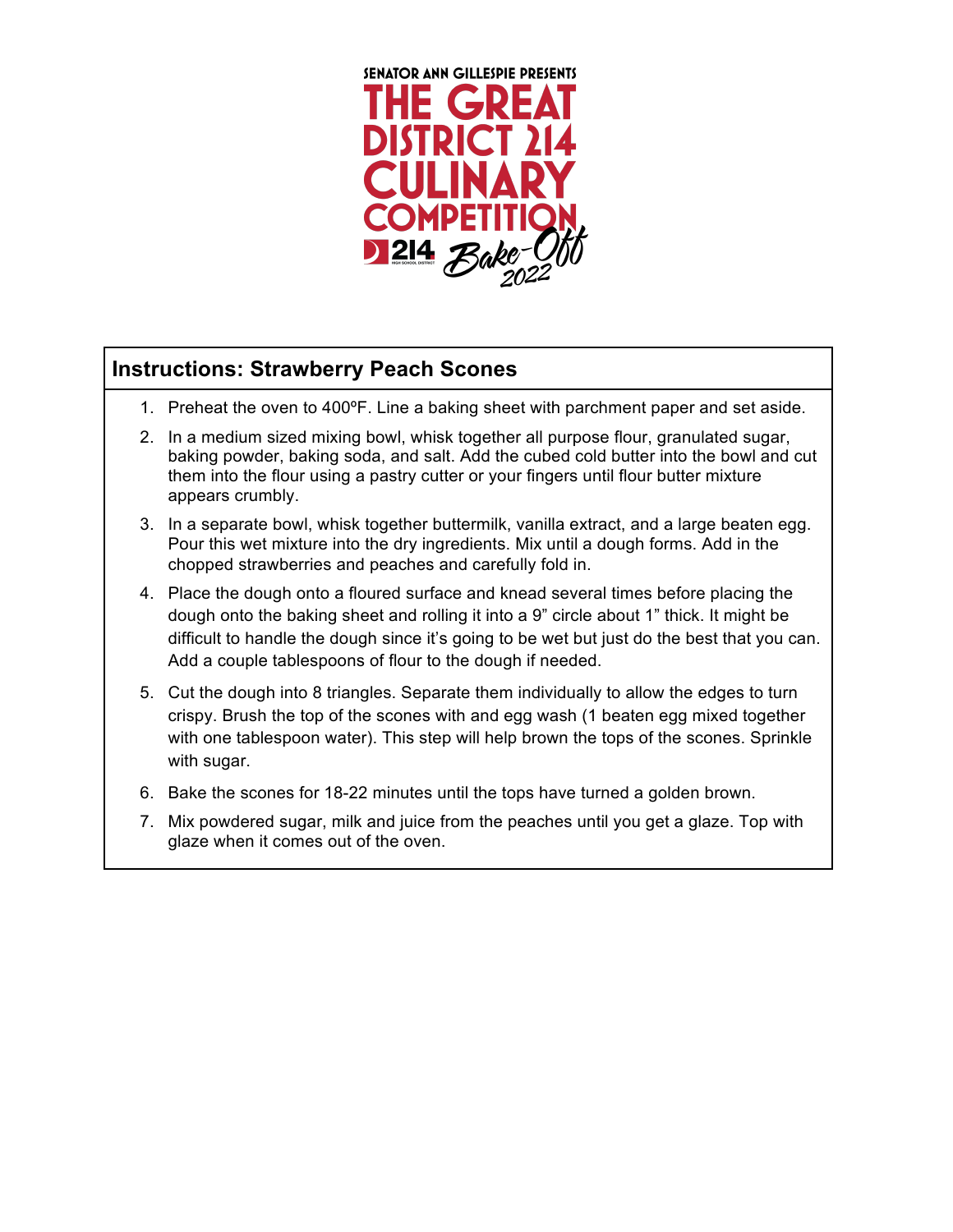SENATOR ANN GILLESPIE PRESENTS

# THE GREAT DISTRICT 214 CULINARY COMPETITION

214 Bake-Off 2022

## Instructions: Strawberry Peach Scones

1. Preheat the oven to 400ºF. Line a baking sheet with parchment paper and set aside.
2. In a medium sized mixing bowl, whisk together all purpose flour, granulated sugar, baking powder, baking soda, and salt. Add the cubed cold butter into the bowl and cut them into the flour using a pastry cutter or your fingers until flour butter mixture appears crumbly.
3. In a separate bowl, whisk together buttermilk, vanilla extract, and a large beaten egg. Pour this wet mixture into the dry ingredients. Mix until a dough forms. Add in the chopped strawberries and peaches and carefully fold in.
4. Place the dough onto a floured surface and knead several times before placing the dough onto the baking sheet and rolling it into a 9" circle about 1" thick. It might be difficult to handle the dough since it's going to be wet but just do the best that you can. Add a couple tablespoons of flour to the dough if needed.
5. Cut the dough into 8 triangles. Separate them individually to allow the edges to turn crispy. Brush the top of the scones with and egg wash (1 beaten egg mixed together with one tablespoon water). This step will help brown the tops of the scones. Sprinkle with sugar.
6. Bake the scones for 18-22 minutes until the tops have turned a golden brown.
7. Mix powdered sugar, milk and juice from the peaches until you get a glaze. Top with glaze when it comes out of the oven.